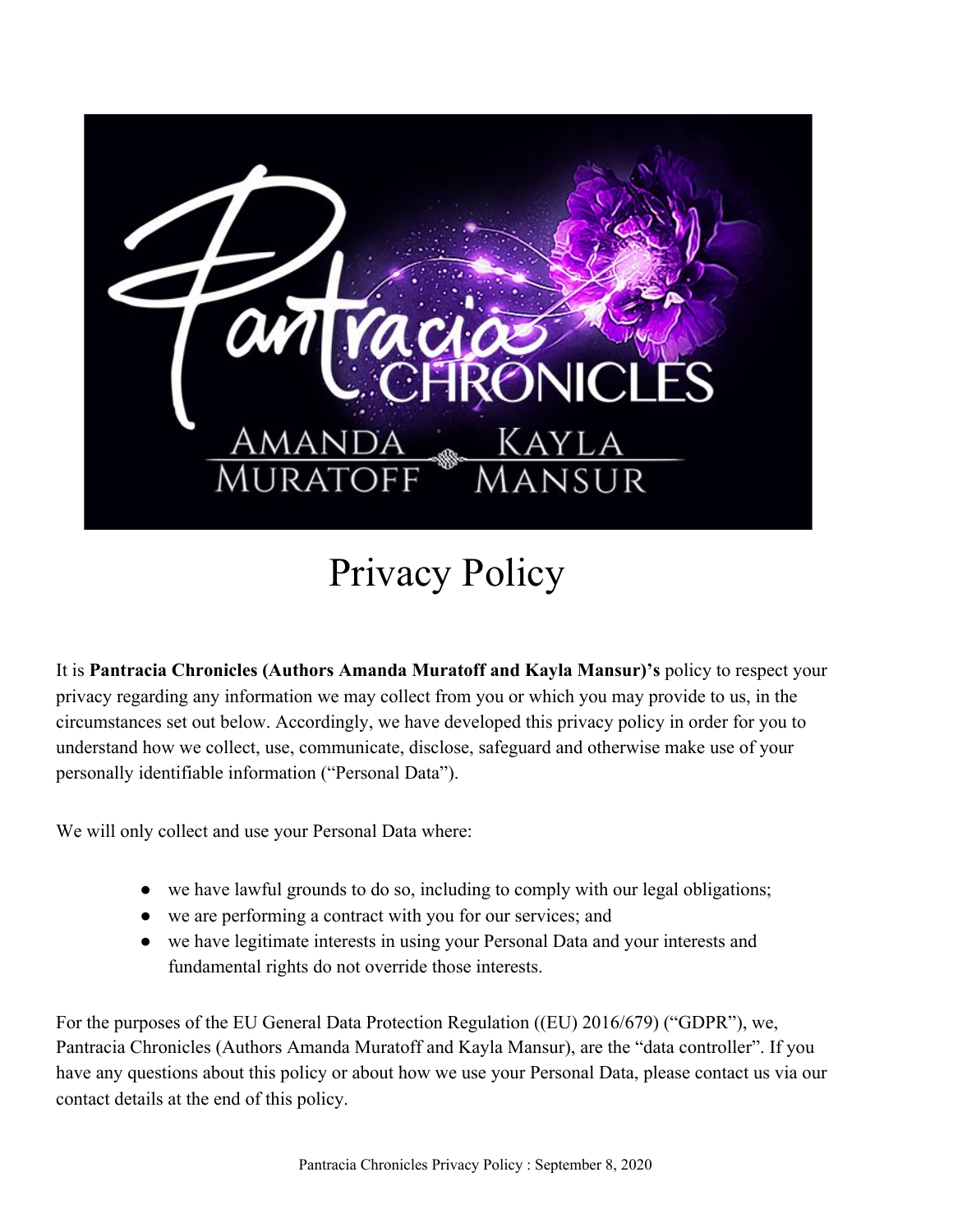# Privacy Policy

It is **Pantracia Chronicles (Authors Amanda Muratoff and Kayla Mansur)'s** policy to respect your privacy regarding any information we may collect from you or which you may provide to us, in the circumstances set out below. Accordingly, we have developed this privacy policy in order for you to understand how we collect, use, communicate, disclose, safeguard and otherwise make use of your personally identifiable information ("Personal Data").

We will only collect and use your Personal Data where:

- we have lawful grounds to do so, including to comply with our legal obligations;
- we are performing a contract with you for our services; and
- we have legitimate interests in using your Personal Data and your interests and fundamental rights do not override those interests.

For the purposes of the EU General Data Protection Regulation ((EU) 2016/679) ("GDPR"), we, Pantracia Chronicles (Authors Amanda Muratoff and Kayla Mansur), are the "data controller". If you have any questions about this policy or about how we use your Personal Data, please contact us via our contact details at the end of this policy.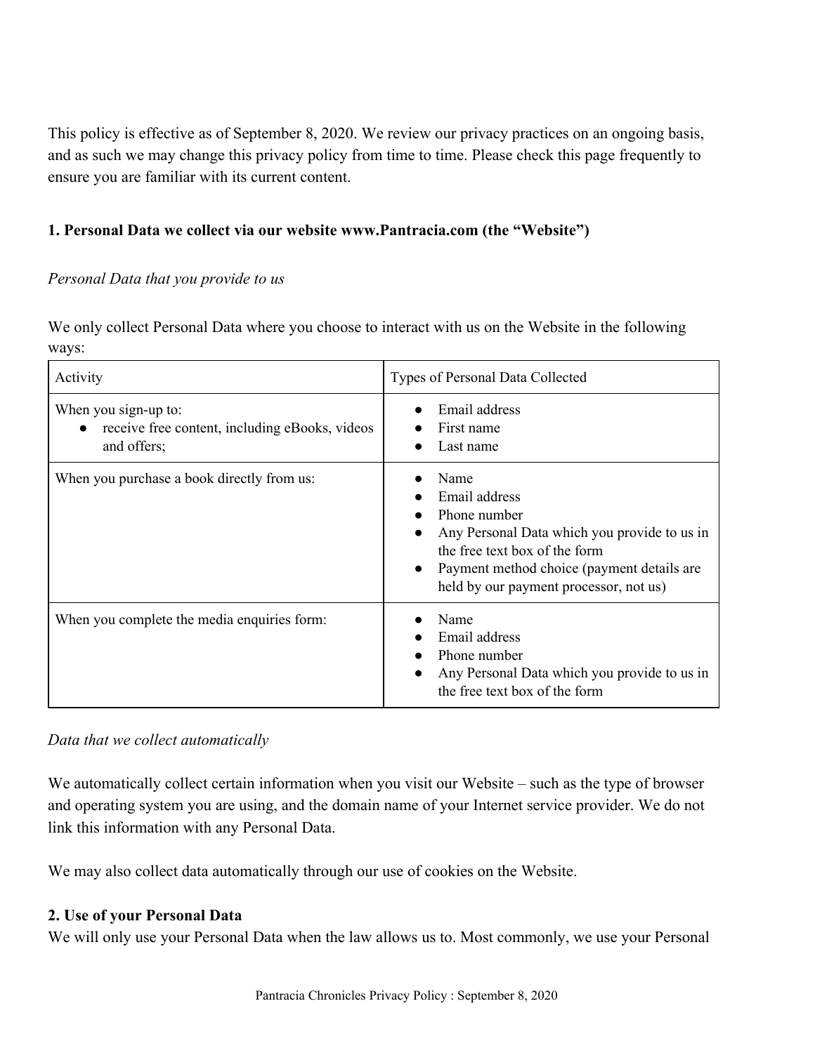This policy is effective as of September 8, 2020. We review our privacy practices on an ongoing basis, and as such we may change this privacy policy from time to time. Please check this page frequently to ensure you are familiar with its current content.

### 1. Personal Data we collect via our website www.Pantracia.com (the "Website")

*Personal Data that you provide to us*

We only collect Personal Data where you choose to interact with us on the Website in the following ways:

| Activity | Types of Personal Data Collected |
|---|---|
| When you sign-up to:<br>• receive free content, including eBooks, videos and offers; | • Email address<br>• First name<br>• Last name |
| When you purchase a book directly from us: | • Name<br>• Email address<br>• Phone number<br>• Any Personal Data which you provide to us in the free text box of the form<br>• Payment method choice (payment details are held by our payment processor, not us) |
| When you complete the media enquiries form: | • Name<br>• Email address<br>• Phone number<br>• Any Personal Data which you provide to us in the free text box of the form |

*Data that we collect automatically*

We automatically collect certain information when you visit our Website – such as the type of browser and operating system you are using, and the domain name of your Internet service provider. We do not link this information with any Personal Data.

We may also collect data automatically through our use of cookies on the Website.

### 2. Use of your Personal Data

We will only use your Personal Data when the law allows us to. Most commonly, we use your Personal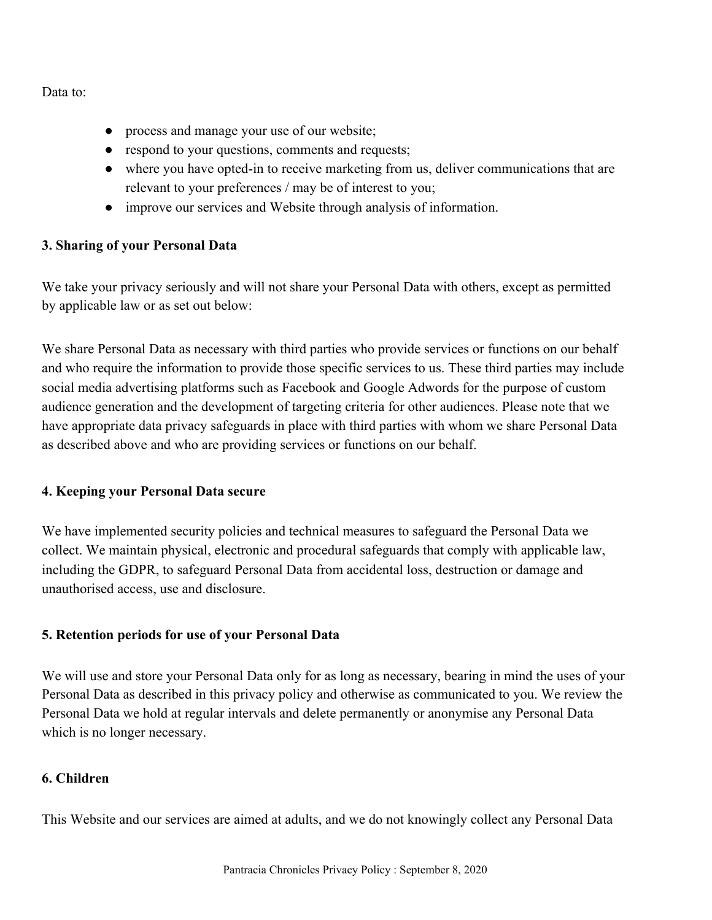Data to:

- process and manage your use of our website;
- respond to your questions, comments and requests;
- where you have opted-in to receive marketing from us, deliver communications that are relevant to your preferences / may be of interest to you;
- improve our services and Website through analysis of information.

**3. Sharing of your Personal Data**

We take your privacy seriously and will not share your Personal Data with others, except as permitted by applicable law or as set out below:

We share Personal Data as necessary with third parties who provide services or functions on our behalf and who require the information to provide those specific services to us. These third parties may include social media advertising platforms such as Facebook and Google Adwords for the purpose of custom audience generation and the development of targeting criteria for other audiences. Please note that we have appropriate data privacy safeguards in place with third parties with whom we share Personal Data as described above and who are providing services or functions on our behalf.

**4. Keeping your Personal Data secure**

We have implemented security policies and technical measures to safeguard the Personal Data we collect. We maintain physical, electronic and procedural safeguards that comply with applicable law, including the GDPR, to safeguard Personal Data from accidental loss, destruction or damage and unauthorised access, use and disclosure.

**5. Retention periods for use of your Personal Data**

We will use and store your Personal Data only for as long as necessary, bearing in mind the uses of your Personal Data as described in this privacy policy and otherwise as communicated to you. We review the Personal Data we hold at regular intervals and delete permanently or anonymise any Personal Data which is no longer necessary.

**6. Children**

This Website and our services are aimed at adults, and we do not knowingly collect any Personal Data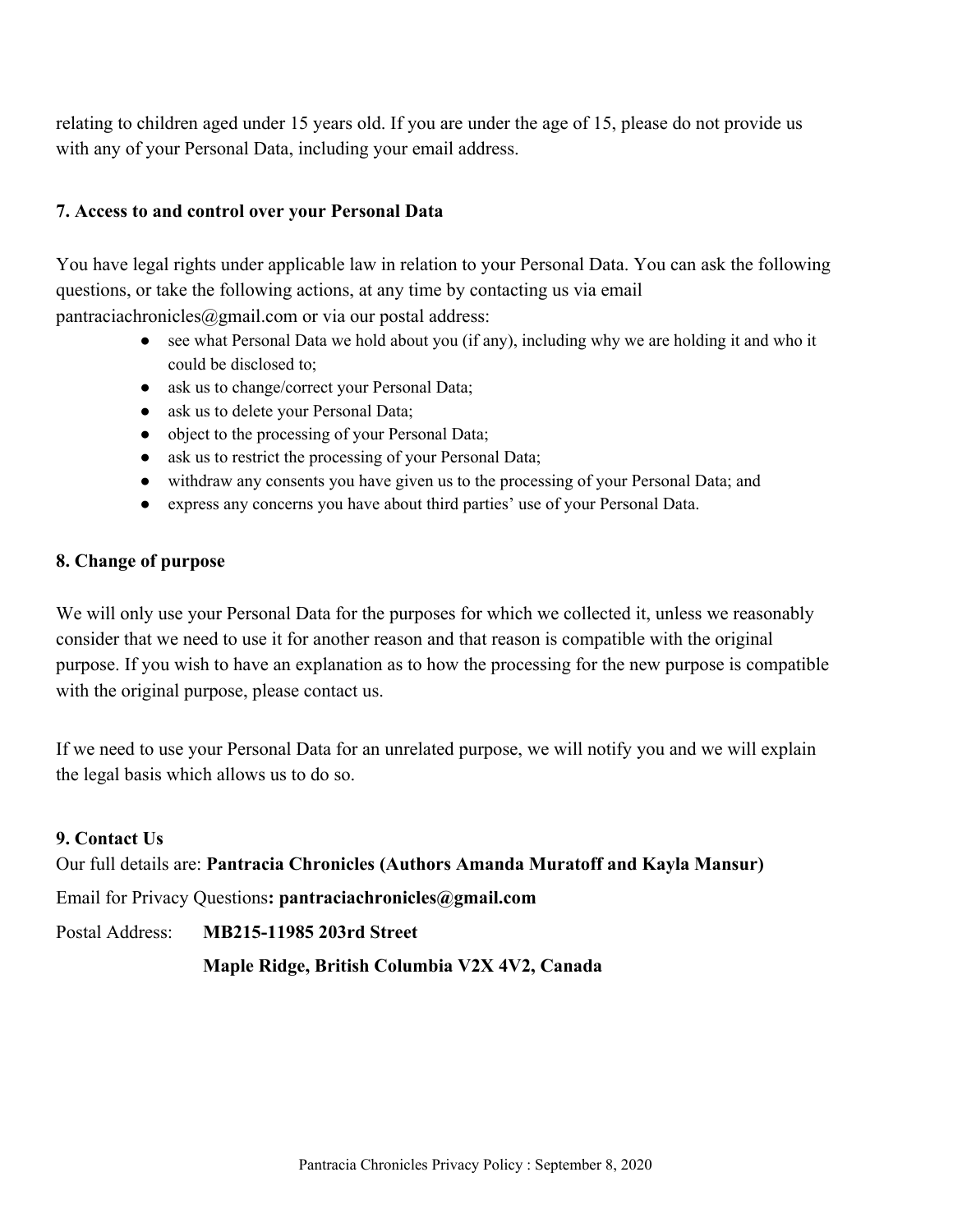relating to children aged under 15 years old. If you are under the age of 15, please do not provide us with any of your Personal Data, including your email address.

**7. Access to and control over your Personal Data**

You have legal rights under applicable law in relation to your Personal Data. You can ask the following questions, or take the following actions, at any time by contacting us via email pantraciachronicles@gmail.com or via our postal address:

- see what Personal Data we hold about you (if any), including why we are holding it and who it could be disclosed to;
- ask us to change/correct your Personal Data;
- ask us to delete your Personal Data;
- object to the processing of your Personal Data;
- ask us to restrict the processing of your Personal Data;
- withdraw any consents you have given us to the processing of your Personal Data; and
- express any concerns you have about third parties' use of your Personal Data.

**8. Change of purpose**

We will only use your Personal Data for the purposes for which we collected it, unless we reasonably consider that we need to use it for another reason and that reason is compatible with the original purpose. If you wish to have an explanation as to how the processing for the new purpose is compatible with the original purpose, please contact us.

If we need to use your Personal Data for an unrelated purpose, we will notify you and we will explain the legal basis which allows us to do so.

**9. Contact Us**

Our full details are: **Pantracia Chronicles (Authors Amanda Muratoff and Kayla Mansur)**

Email for Privacy Questions**: pantraciachronicles@gmail.com**

Postal Address: **MB215-11985 203rd Street**

**Maple Ridge, British Columbia V2X 4V2, Canada**